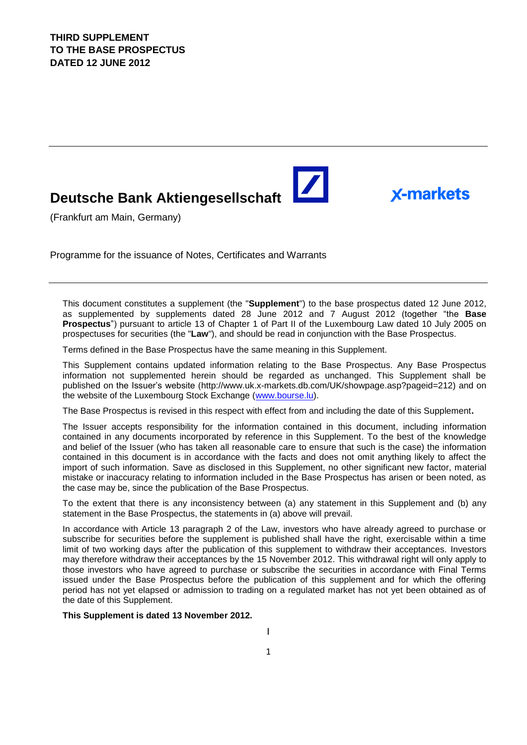**THIRD SUPPLEMENT**
**TO THE BASE PROSPECTUS**
**DATED 12 JUNE 2012**

---

# Deutsche Bank Aktiengesellschaft

x-markets

(Frankfurt am Main, Germany)

Programme for the issuance of Notes, Certificates and Warrants

---

This document constitutes a supplement (the "**Supplement**") to the base prospectus dated 12 June 2012, as supplemented by supplements dated 28 June 2012 and 7 August 2012 (together "the **Base Prospectus**") pursuant to article 13 of Chapter 1 of Part II of the Luxembourg Law dated 10 July 2005 on prospectuses for securities (the "**Law**"), and should be read in conjunction with the Base Prospectus.

Terms defined in the Base Prospectus have the same meaning in this Supplement.

This Supplement contains updated information relating to the Base Prospectus. Any Base Prospectus information not supplemented herein should be regarded as unchanged. This Supplement shall be published on the Issuer's website (http://www.uk.x-markets.db.com/UK/showpage.asp?pageid=212) and on the website of the Luxembourg Stock Exchange (www.bourse.lu).

The Base Prospectus is revised in this respect with effect from and including the date of this Supplement**.**

The Issuer accepts responsibility for the information contained in this document, including information contained in any documents incorporated by reference in this Supplement. To the best of the knowledge and belief of the Issuer (who has taken all reasonable care to ensure that such is the case) the information contained in this document is in accordance with the facts and does not omit anything likely to affect the import of such information. Save as disclosed in this Supplement, no other significant new factor, material mistake or inaccuracy relating to information included in the Base Prospectus has arisen or been noted, as the case may be, since the publication of the Base Prospectus.

To the extent that there is any inconsistency between (a) any statement in this Supplement and (b) any statement in the Base Prospectus, the statements in (a) above will prevail.

In accordance with Article 13 paragraph 2 of the Law, investors who have already agreed to purchase or subscribe for securities before the supplement is published shall have the right, exercisable within a time limit of two working days after the publication of this supplement to withdraw their acceptances. Investors may therefore withdraw their acceptances by the 15 November 2012. This withdrawal right will only apply to those investors who have agreed to purchase or subscribe the securities in accordance with Final Terms issued under the Base Prospectus before the publication of this supplement and for which the offering period has not yet elapsed or admission to trading on a regulated market has not yet been obtained as of the date of this Supplement.

**This Supplement is dated 13 November 2012.**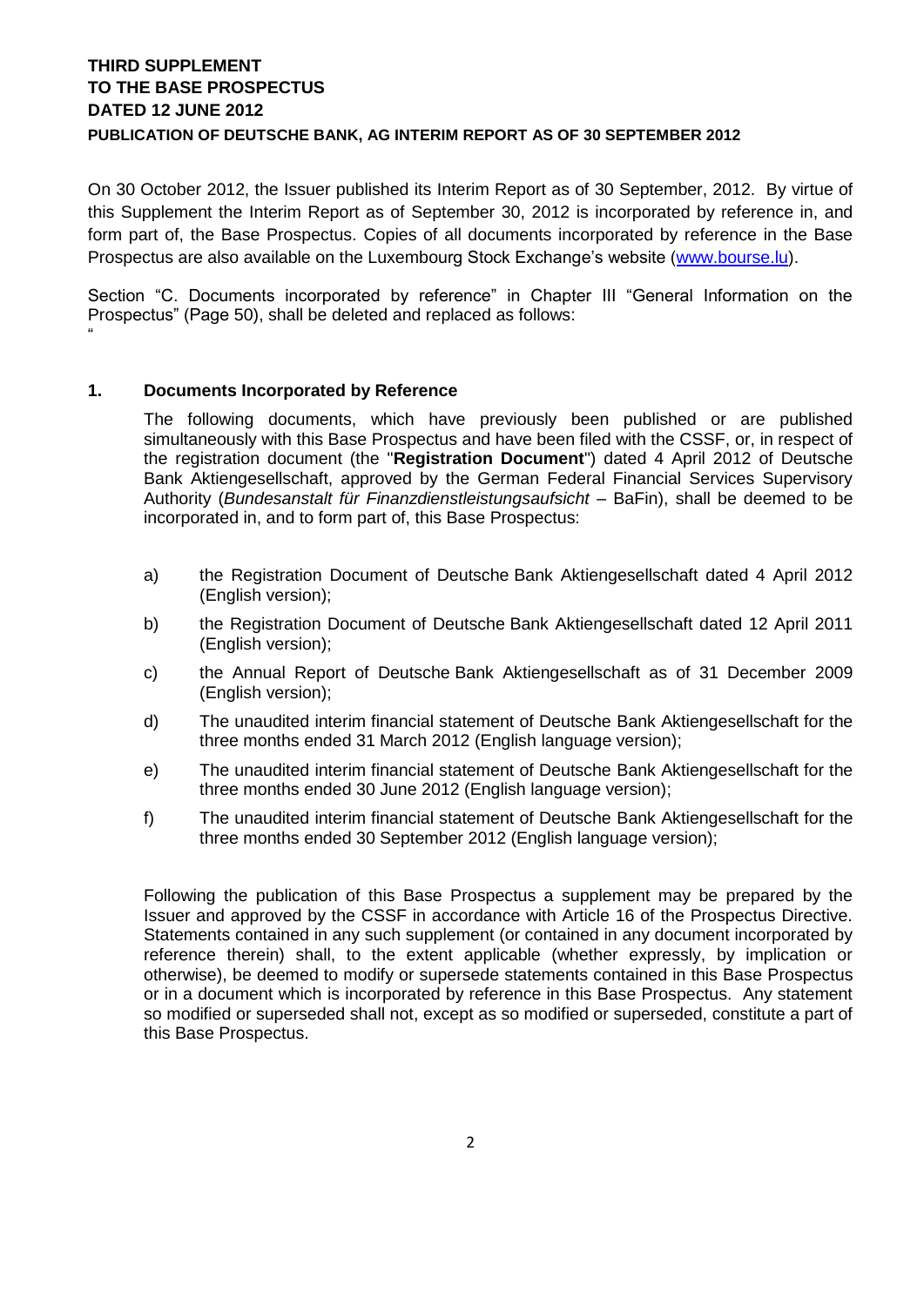**THIRD SUPPLEMENT**
**TO THE BASE PROSPECTUS**
**DATED 12 JUNE 2012**
**PUBLICATION OF DEUTSCHE BANK, AG INTERIM REPORT AS OF 30 SEPTEMBER 2012**

On 30 October 2012, the Issuer published its Interim Report as of 30 September, 2012. By virtue of this Supplement the Interim Report as of September 30, 2012 is incorporated by reference in, and form part of, the Base Prospectus. Copies of all documents incorporated by reference in the Base Prospectus are also available on the Luxembourg Stock Exchange's website (www.bourse.lu).

Section "C. Documents incorporated by reference" in Chapter III "General Information on the Prospectus" (Page 50), shall be deleted and replaced as follows:
"

**1. Documents Incorporated by Reference**

The following documents, which have previously been published or are published simultaneously with this Base Prospectus and have been filed with the CSSF, or, in respect of the registration document (the "**Registration Document**") dated 4 April 2012 of Deutsche Bank Aktiengesellschaft, approved by the German Federal Financial Services Supervisory Authority (*Bundesanstalt für Finanzdienstleistungsaufsicht* – BaFin), shall be deemed to be incorporated in, and to form part of, this Base Prospectus:

a) the Registration Document of Deutsche Bank Aktiengesellschaft dated 4 April 2012 (English version);

b) the Registration Document of Deutsche Bank Aktiengesellschaft dated 12 April 2011 (English version);

c) the Annual Report of Deutsche Bank Aktiengesellschaft as of 31 December 2009 (English version);

d) The unaudited interim financial statement of Deutsche Bank Aktiengesellschaft for the three months ended 31 March 2012 (English language version);

e) The unaudited interim financial statement of Deutsche Bank Aktiengesellschaft for the three months ended 30 June 2012 (English language version);

f) The unaudited interim financial statement of Deutsche Bank Aktiengesellschaft for the three months ended 30 September 2012 (English language version);

Following the publication of this Base Prospectus a supplement may be prepared by the Issuer and approved by the CSSF in accordance with Article 16 of the Prospectus Directive. Statements contained in any such supplement (or contained in any document incorporated by reference therein) shall, to the extent applicable (whether expressly, by implication or otherwise), be deemed to modify or supersede statements contained in this Base Prospectus or in a document which is incorporated by reference in this Base Prospectus. Any statement so modified or superseded shall not, except as so modified or superseded, constitute a part of this Base Prospectus.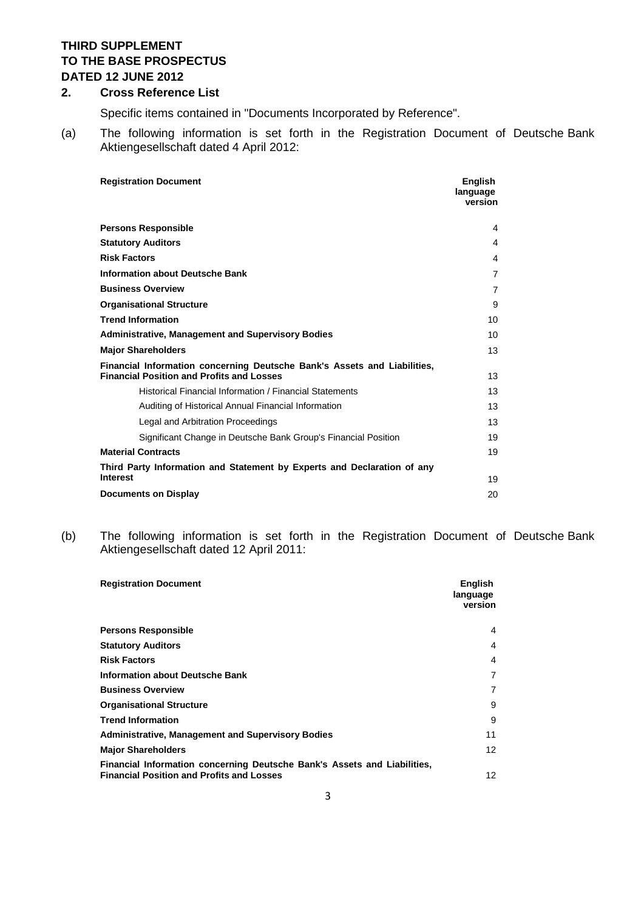**THIRD SUPPLEMENT TO THE BASE PROSPECTUS DATED 12 JUNE 2012**

## 2. Cross Reference List

Specific items contained in "Documents Incorporated by Reference".

(a) The following information is set forth in the Registration Document of Deutsche Bank Aktiengesellschaft dated 4 April 2012:

| Registration Document | English language version |
|---|---|
| **Persons Responsible** | 4 |
| **Statutory Auditors** | 4 |
| **Risk Factors** | 4 |
| **Information about Deutsche Bank** | 7 |
| **Business Overview** | 7 |
| **Organisational Structure** | 9 |
| **Trend Information** | 10 |
| **Administrative, Management and Supervisory Bodies** | 10 |
| **Major Shareholders** | 13 |
| **Financial Information concerning Deutsche Bank's Assets and Liabilities, Financial Position and Profits and Losses** | 13 |
| Historical Financial Information / Financial Statements | 13 |
| Auditing of Historical Annual Financial Information | 13 |
| Legal and Arbitration Proceedings | 13 |
| Significant Change in Deutsche Bank Group's Financial Position | 19 |
| **Material Contracts** | 19 |
| **Third Party Information and Statement by Experts and Declaration of any Interest** | 19 |
| **Documents on Display** | 20 |

(b) The following information is set forth in the Registration Document of Deutsche Bank Aktiengesellschaft dated 12 April 2011:

| Registration Document | English language version |
|---|---|
| **Persons Responsible** | 4 |
| **Statutory Auditors** | 4 |
| **Risk Factors** | 4 |
| **Information about Deutsche Bank** | 7 |
| **Business Overview** | 7 |
| **Organisational Structure** | 9 |
| **Trend Information** | 9 |
| **Administrative, Management and Supervisory Bodies** | 11 |
| **Major Shareholders** | 12 |
| **Financial Information concerning Deutsche Bank's Assets and Liabilities, Financial Position and Profits and Losses** | 12 |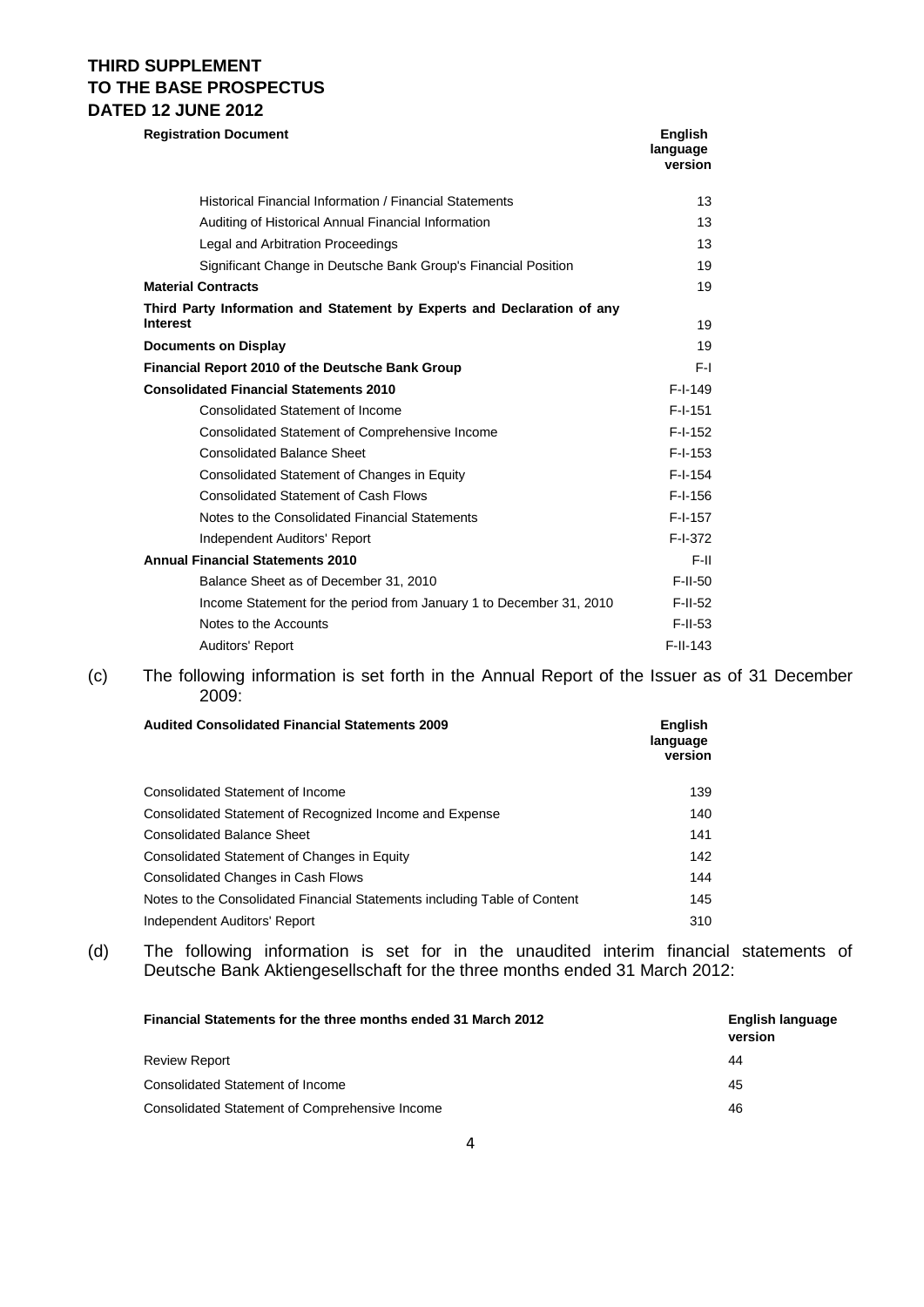**THIRD SUPPLEMENT TO THE BASE PROSPECTUS DATED 12 JUNE 2012**

| Registration Document | English language version |
|---|---|
| Historical Financial Information / Financial Statements | 13 |
| Auditing of Historical Annual Financial Information | 13 |
| Legal and Arbitration Proceedings | 13 |
| Significant Change in Deutsche Bank Group's Financial Position | 19 |
| **Material Contracts** | 19 |
| **Third Party Information and Statement by Experts and Declaration of any Interest** | 19 |
| **Documents on Display** | 19 |
| **Financial Report 2010 of the Deutsche Bank Group** | F-I |
| **Consolidated Financial Statements 2010** | F-I-149 |
| Consolidated Statement of Income | F-I-151 |
| Consolidated Statement of Comprehensive Income | F-I-152 |
| Consolidated Balance Sheet | F-I-153 |
| Consolidated Statement of Changes in Equity | F-I-154 |
| Consolidated Statement of Cash Flows | F-I-156 |
| Notes to the Consolidated Financial Statements | F-I-157 |
| Independent Auditors' Report | F-I-372 |
| **Annual Financial Statements 2010** | F-II |
| Balance Sheet as of December 31, 2010 | F-II-50 |
| Income Statement for the period from January 1 to December 31, 2010 | F-II-52 |
| Notes to the Accounts | F-II-53 |
| Auditors' Report | F-II-143 |

(c) The following information is set forth in the Annual Report of the Issuer as of 31 December 2009:

| Audited Consolidated Financial Statements 2009 | English language version |
|---|---|
| Consolidated Statement of Income | 139 |
| Consolidated Statement of Recognized Income and Expense | 140 |
| Consolidated Balance Sheet | 141 |
| Consolidated Statement of Changes in Equity | 142 |
| Consolidated Changes in Cash Flows | 144 |
| Notes to the Consolidated Financial Statements including Table of Content | 145 |
| Independent Auditors' Report | 310 |

(d) The following information is set for in the unaudited interim financial statements of Deutsche Bank Aktiengesellschaft for the three months ended 31 March 2012:

| Financial Statements for the three months ended 31 March 2012 | English language version |
|---|---|
| Review Report | 44 |
| Consolidated Statement of Income | 45 |
| Consolidated Statement of Comprehensive Income | 46 |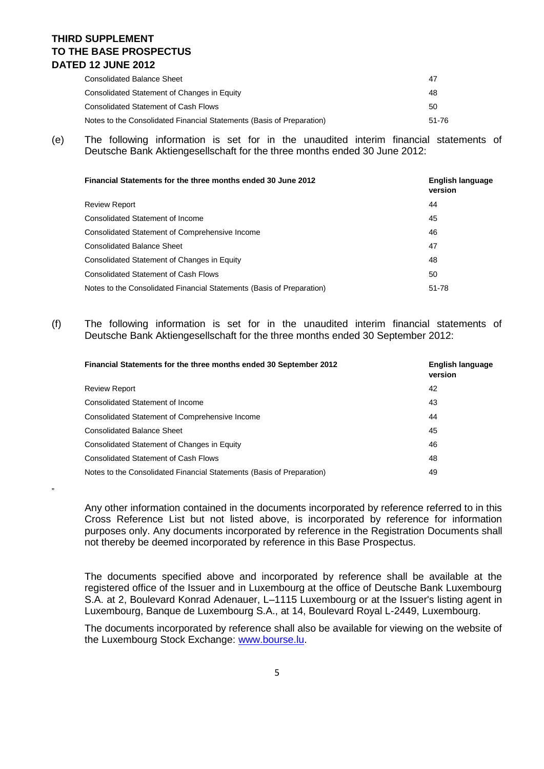| | |
|---|---|
| Consolidated Balance Sheet | 47 |
| Consolidated Statement of Changes in Equity | 48 |
| Consolidated Statement of Cash Flows | 50 |
| Notes to the Consolidated Financial Statements (Basis of Preparation) | 51-76 |

(e) The following information is set for in the unaudited interim financial statements of Deutsche Bank Aktiengesellschaft for the three months ended 30 June 2012:

| **Financial Statements for the three months ended 30 June 2012** | **English language version** |
|---|---|
| Review Report | 44 |
| Consolidated Statement of Income | 45 |
| Consolidated Statement of Comprehensive Income | 46 |
| Consolidated Balance Sheet | 47 |
| Consolidated Statement of Changes in Equity | 48 |
| Consolidated Statement of Cash Flows | 50 |
| Notes to the Consolidated Financial Statements (Basis of Preparation) | 51-78 |

(f) The following information is set for in the unaudited interim financial statements of Deutsche Bank Aktiengesellschaft for the three months ended 30 September 2012:

| **Financial Statements for the three months ended 30 September 2012** | **English language version** |
|---|---|
| Review Report | 42 |
| Consolidated Statement of Income | 43 |
| Consolidated Statement of Comprehensive Income | 44 |
| Consolidated Balance Sheet | 45 |
| Consolidated Statement of Changes in Equity | 46 |
| Consolidated Statement of Cash Flows | 48 |
| Notes to the Consolidated Financial Statements (Basis of Preparation) | 49 |

"

Any other information contained in the documents incorporated by reference referred to in this Cross Reference List but not listed above, is incorporated by reference for information purposes only. Any documents incorporated by reference in the Registration Documents shall not thereby be deemed incorporated by reference in this Base Prospectus.

The documents specified above and incorporated by reference shall be available at the registered office of the Issuer and in Luxembourg at the office of Deutsche Bank Luxembourg S.A. at 2, Boulevard Konrad Adenauer, L–1115 Luxembourg or at the Issuer's listing agent in Luxembourg, Banque de Luxembourg S.A., at 14, Boulevard Royal L-2449, Luxembourg.

The documents incorporated by reference shall also be available for viewing on the website of the Luxembourg Stock Exchange: www.bourse.lu.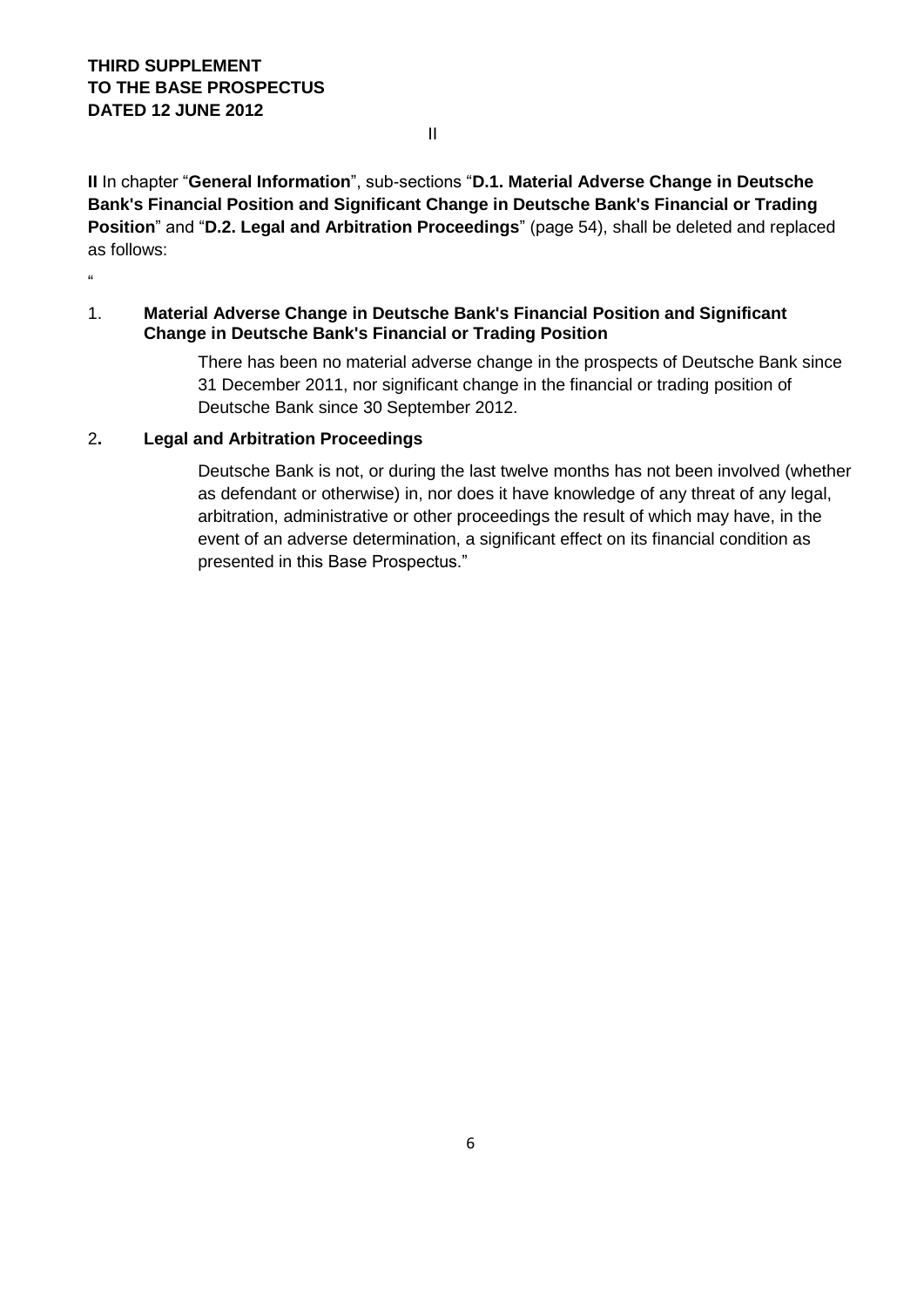**II** In chapter "**General Information**", sub-sections "**D.1. Material Adverse Change in Deutsche Bank's Financial Position and Significant Change in Deutsche Bank's Financial or Trading Position**" and "**D.2. Legal and Arbitration Proceedings**" (page 54), shall be deleted and replaced as follows:

"

1. **Material Adverse Change in Deutsche Bank's Financial Position and Significant Change in Deutsche Bank's Financial or Trading Position**

   There has been no material adverse change in the prospects of Deutsche Bank since 31 December 2011, nor significant change in the financial or trading position of Deutsche Bank since 30 September 2012.

2. **Legal and Arbitration Proceedings**

   Deutsche Bank is not, or during the last twelve months has not been involved (whether as defendant or otherwise) in, nor does it have knowledge of any threat of any legal, arbitration, administrative or other proceedings the result of which may have, in the event of an adverse determination, a significant effect on its financial condition as presented in this Base Prospectus."